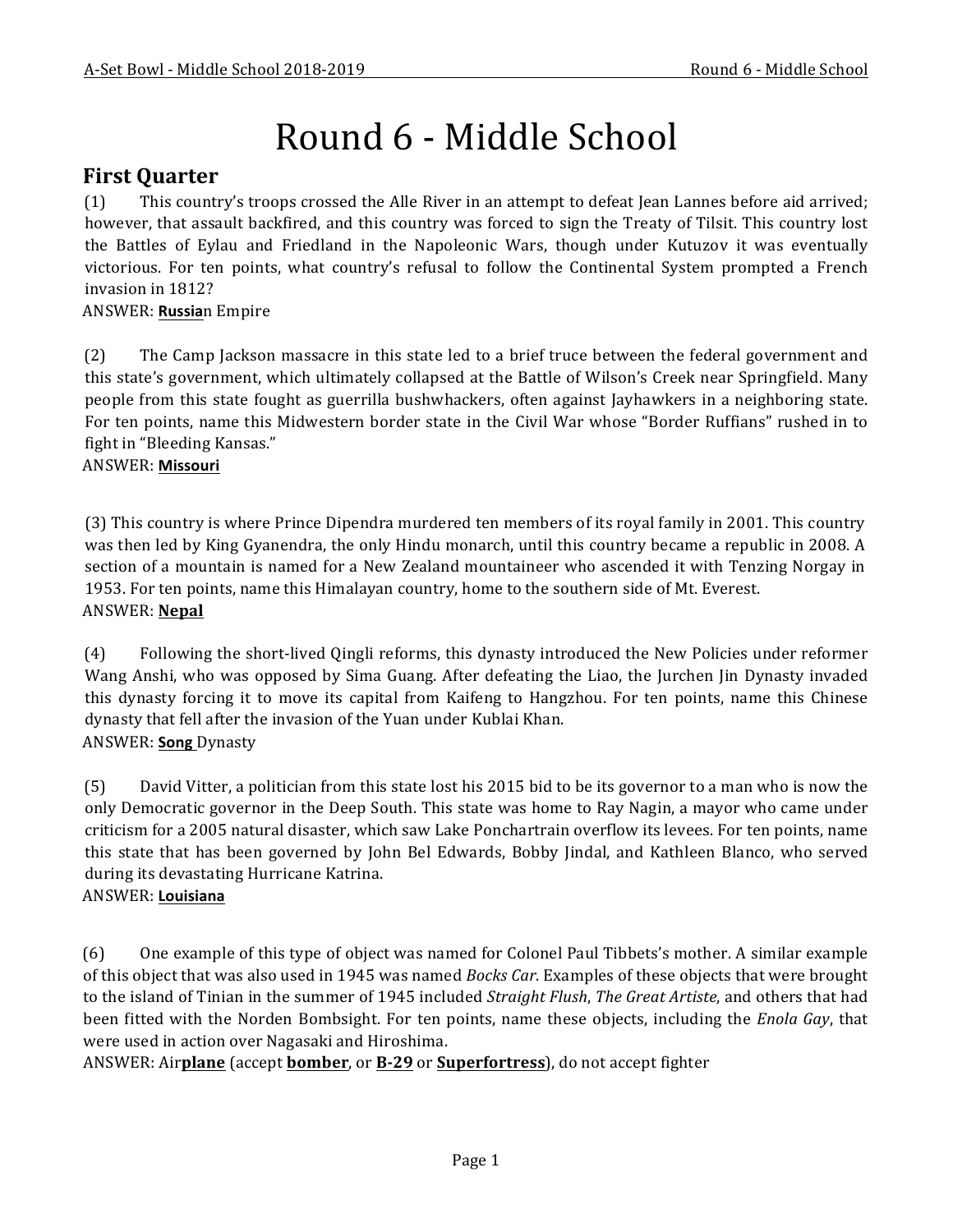# Round 6 - Middle School

## First Quarter

(1) This country's troops crossed the Alle River in an attempt to defeat Jean Lannes before aid arrived; however, that assault backfired, and this country was forced to sign the Treaty of Tilsit. This country lost the Battles of Eylau and Friedland in the Napoleonic Wars, though under Kutuzov it was eventually victorious. For ten points, what country's refusal to follow the Continental System prompted a French invasion in 1812?
ANSWER: **Russia**n Empire

(2) The Camp Jackson massacre in this state led to a brief truce between the federal government and this state's government, which ultimately collapsed at the Battle of Wilson's Creek near Springfield. Many people from this state fought as guerrilla bushwhackers, often against Jayhawkers in a neighboring state. For ten points, name this Midwestern border state in the Civil War whose "Border Ruffians" rushed in to fight in "Bleeding Kansas."
ANSWER: **Missouri**

(3) This country is where Prince Dipendra murdered ten members of its royal family in 2001. This country was then led by King Gyanendra, the only Hindu monarch, until this country became a republic in 2008. A section of a mountain is named for a New Zealand mountaineer who ascended it with Tenzing Norgay in 1953. For ten points, name this Himalayan country, home to the southern side of Mt. Everest.
ANSWER: **Nepal**

(4) Following the short-lived Qingli reforms, this dynasty introduced the New Policies under reformer Wang Anshi, who was opposed by Sima Guang. After defeating the Liao, the Jurchen Jin Dynasty invaded this dynasty forcing it to move its capital from Kaifeng to Hangzhou. For ten points, name this Chinese dynasty that fell after the invasion of the Yuan under Kublai Khan.
ANSWER: **Song** Dynasty

(5) David Vitter, a politician from this state lost his 2015 bid to be its governor to a man who is now the only Democratic governor in the Deep South. This state was home to Ray Nagin, a mayor who came under criticism for a 2005 natural disaster, which saw Lake Ponchartrain overflow its levees. For ten points, name this state that has been governed by John Bel Edwards, Bobby Jindal, and Kathleen Blanco, who served during its devastating Hurricane Katrina.
ANSWER: **Louisiana**

(6) One example of this type of object was named for Colonel Paul Tibbets's mother. A similar example of this object that was also used in 1945 was named *Bocks Car*. Examples of these objects that were brought to the island of Tinian in the summer of 1945 included *Straight Flush*, *The Great Artiste*, and others that had been fitted with the Norden Bombsight. For ten points, name these objects, including the *Enola Gay*, that were used in action over Nagasaki and Hiroshima.
ANSWER: Air**plane** (accept **bomber**, or **B-29** or **Superfortress**), do not accept fighter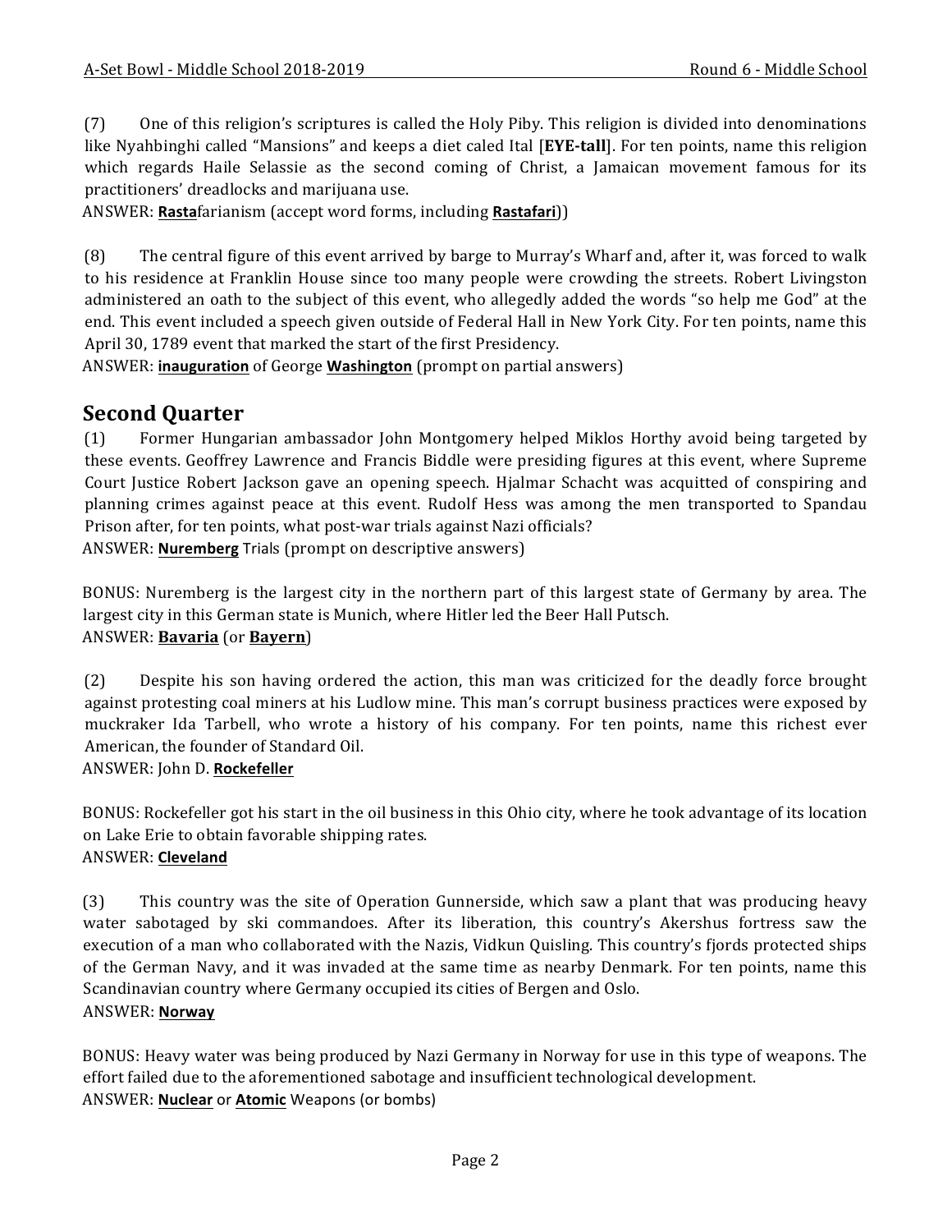(7) One of this religion's scriptures is called the Holy Piby. This religion is divided into denominations like Nyahbinghi called "Mansions" and keeps a diet caled Ital [**EYE-tall**]. For ten points, name this religion which regards Haile Selassie as the second coming of Christ, a Jamaican movement famous for its practitioners' dreadlocks and marijuana use.

ANSWER: **Rasta**farianism (accept word forms, including **Rastafari**))

(8) The central figure of this event arrived by barge to Murray's Wharf and, after it, was forced to walk to his residence at Franklin House since too many people were crowding the streets. Robert Livingston administered an oath to the subject of this event, who allegedly added the words "so help me God" at the end. This event included a speech given outside of Federal Hall in New York City. For ten points, name this April 30, 1789 event that marked the start of the first Presidency.

ANSWER: **inauguration** of George **Washington** (prompt on partial answers)

## Second Quarter

(1) Former Hungarian ambassador John Montgomery helped Miklos Horthy avoid being targeted by these events. Geoffrey Lawrence and Francis Biddle were presiding figures at this event, where Supreme Court Justice Robert Jackson gave an opening speech. Hjalmar Schacht was acquitted of conspiring and planning crimes against peace at this event. Rudolf Hess was among the men transported to Spandau Prison after, for ten points, what post-war trials against Nazi officials?

ANSWER: **Nuremberg** Trials (prompt on descriptive answers)

BONUS: Nuremberg is the largest city in the northern part of this largest state of Germany by area. The largest city in this German state is Munich, where Hitler led the Beer Hall Putsch.

ANSWER: **Bavaria** (or **Bayern**)

(2) Despite his son having ordered the action, this man was criticized for the deadly force brought against protesting coal miners at his Ludlow mine. This man's corrupt business practices were exposed by muckraker Ida Tarbell, who wrote a history of his company. For ten points, name this richest ever American, the founder of Standard Oil.

ANSWER: John D. **Rockefeller**

BONUS: Rockefeller got his start in the oil business in this Ohio city, where he took advantage of its location on Lake Erie to obtain favorable shipping rates.

ANSWER: **Cleveland**

(3) This country was the site of Operation Gunnerside, which saw a plant that was producing heavy water sabotaged by ski commandoes. After its liberation, this country's Akershus fortress saw the execution of a man who collaborated with the Nazis, Vidkun Quisling. This country's fjords protected ships of the German Navy, and it was invaded at the same time as nearby Denmark. For ten points, name this Scandinavian country where Germany occupied its cities of Bergen and Oslo.

ANSWER: **Norway**

BONUS: Heavy water was being produced by Nazi Germany in Norway for use in this type of weapons. The effort failed due to the aforementioned sabotage and insufficient technological development.

ANSWER: **Nuclear** or **Atomic** Weapons (or bombs)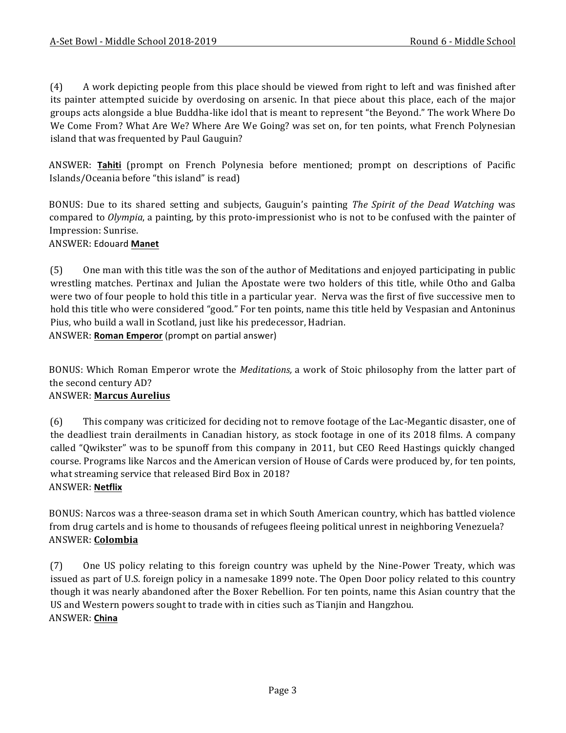(4) A work depicting people from this place should be viewed from right to left and was finished after its painter attempted suicide by overdosing on arsenic. In that piece about this place, each of the major groups acts alongside a blue Buddha-like idol that is meant to represent "the Beyond." The work Where Do We Come From? What Are We? Where Are We Going? was set on, for ten points, what French Polynesian island that was frequented by Paul Gauguin?

ANSWER: **Tahiti** (prompt on French Polynesia before mentioned; prompt on descriptions of Pacific Islands/Oceania before "this island" is read)

BONUS: Due to its shared setting and subjects, Gauguin's painting *The Spirit of the Dead Watching* was compared to *Olympia*, a painting, by this proto-impressionist who is not to be confused with the painter of Impression: Sunrise.
ANSWER: Edouard **Manet**

(5) One man with this title was the son of the author of Meditations and enjoyed participating in public wrestling matches. Pertinax and Julian the Apostate were two holders of this title, while Otho and Galba were two of four people to hold this title in a particular year. Nerva was the first of five successive men to hold this title who were considered "good." For ten points, name this title held by Vespasian and Antoninus Pius, who build a wall in Scotland, just like his predecessor, Hadrian.
ANSWER: **Roman Emperor** (prompt on partial answer)

BONUS: Which Roman Emperor wrote the *Meditations,* a work of Stoic philosophy from the latter part of the second century AD?
ANSWER: **Marcus Aurelius**

(6) This company was criticized for deciding not to remove footage of the Lac-Megantic disaster, one of the deadliest train derailments in Canadian history, as stock footage in one of its 2018 films. A company called "Qwikster" was to be spunoff from this company in 2011, but CEO Reed Hastings quickly changed course. Programs like Narcos and the American version of House of Cards were produced by, for ten points, what streaming service that released Bird Box in 2018?
ANSWER: **Netflix**

BONUS: Narcos was a three-season drama set in which South American country, which has battled violence from drug cartels and is home to thousands of refugees fleeing political unrest in neighboring Venezuela?
ANSWER: **Colombia**

(7) One US policy relating to this foreign country was upheld by the Nine-Power Treaty, which was issued as part of U.S. foreign policy in a namesake 1899 note. The Open Door policy related to this country though it was nearly abandoned after the Boxer Rebellion. For ten points, name this Asian country that the US and Western powers sought to trade with in cities such as Tianjin and Hangzhou.
ANSWER: **China**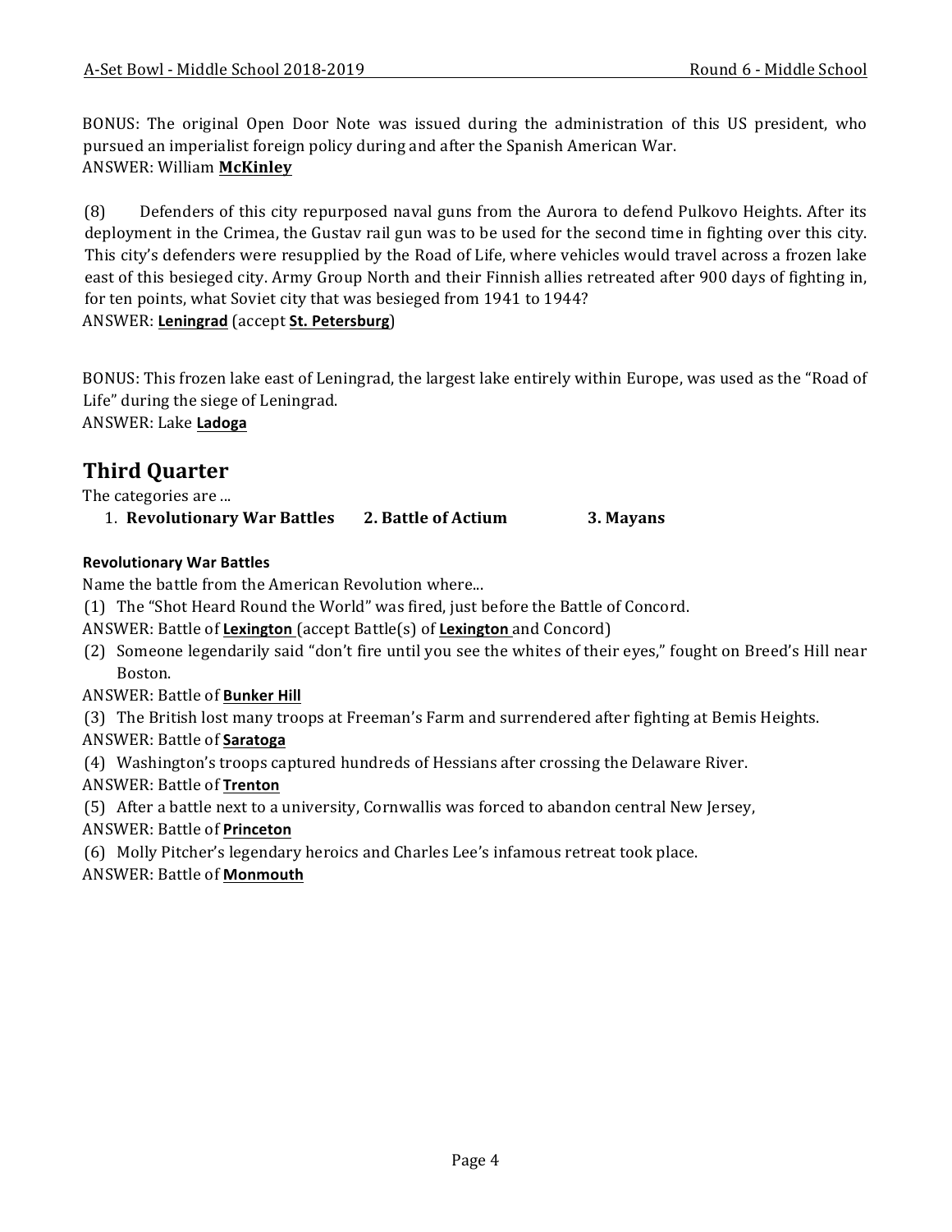BONUS: The original Open Door Note was issued during the administration of this US president, who pursued an imperialist foreign policy during and after the Spanish American War.
ANSWER: William **McKinley**

(8) Defenders of this city repurposed naval guns from the Aurora to defend Pulkovo Heights. After its deployment in the Crimea, the Gustav rail gun was to be used for the second time in fighting over this city. This city's defenders were resupplied by the Road of Life, where vehicles would travel across a frozen lake east of this besieged city. Army Group North and their Finnish allies retreated after 900 days of fighting in, for ten points, what Soviet city that was besieged from 1941 to 1944?
ANSWER: **Leningrad** (accept **St. Petersburg**)

BONUS: This frozen lake east of Leningrad, the largest lake entirely within Europe, was used as the "Road of Life" during the siege of Leningrad.
ANSWER: Lake **Ladoga**

## Third Quarter

The categories are ...

1. **Revolutionary War Battles** **2. Battle of Actium** **3. Mayans**

### Revolutionary War Battles

Name the battle from the American Revolution where...

(1) The "Shot Heard Round the World" was fired, just before the Battle of Concord.
ANSWER: Battle of **Lexington** (accept Battle(s) of **Lexington** and Concord)

(2) Someone legendarily said "don't fire until you see the whites of their eyes," fought on Breed's Hill near Boston.
ANSWER: Battle of **Bunker Hill**

(3) The British lost many troops at Freeman's Farm and surrendered after fighting at Bemis Heights.
ANSWER: Battle of **Saratoga**

(4) Washington's troops captured hundreds of Hessians after crossing the Delaware River.
ANSWER: Battle of **Trenton**

(5) After a battle next to a university, Cornwallis was forced to abandon central New Jersey,
ANSWER: Battle of **Princeton**

(6) Molly Pitcher's legendary heroics and Charles Lee's infamous retreat took place.
ANSWER: Battle of **Monmouth**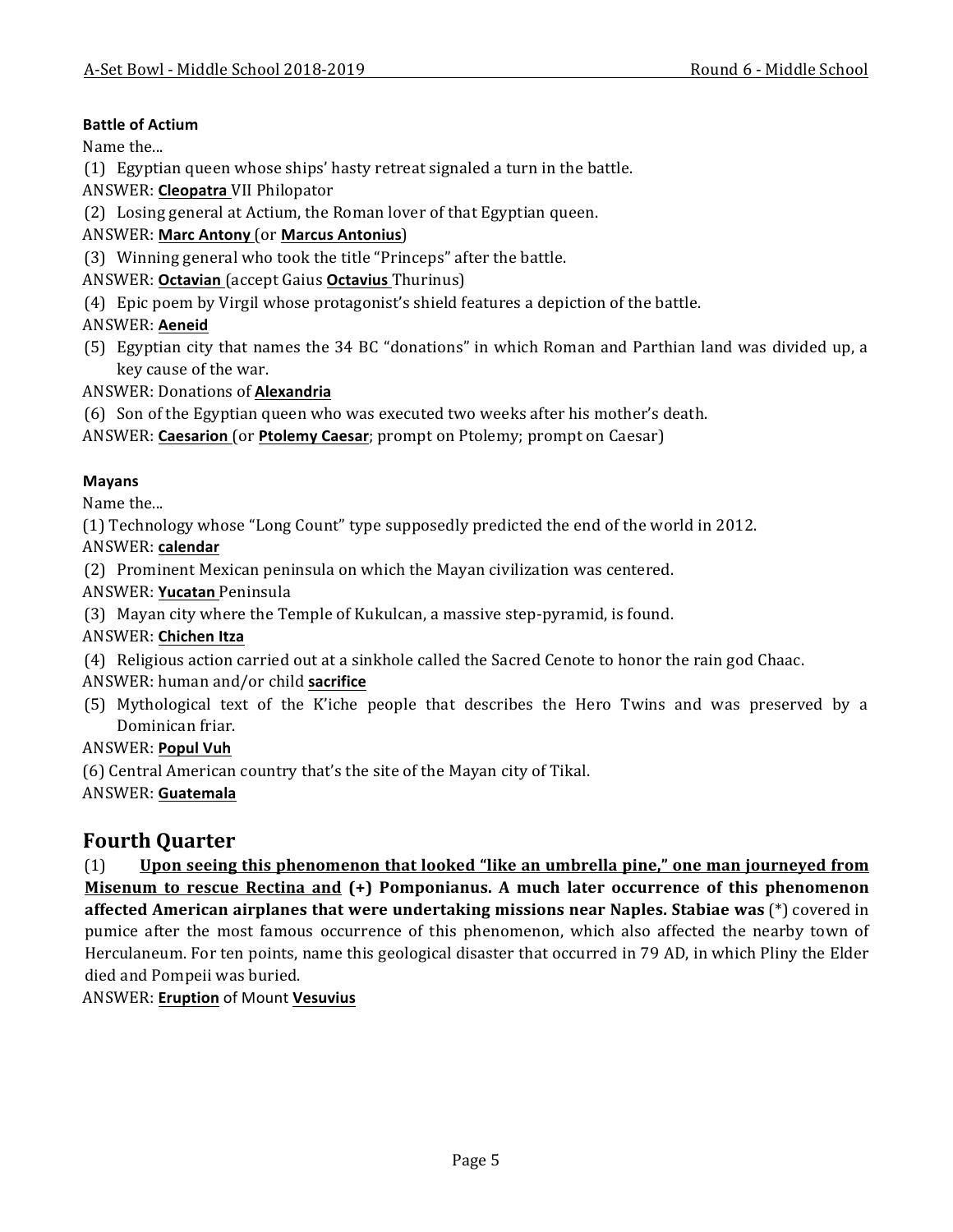**Battle of Actium**

Name the...

(1) Egyptian queen whose ships' hasty retreat signaled a turn in the battle.

ANSWER: **<u>Cleopatra</u>** VII Philopator

(2) Losing general at Actium, the Roman lover of that Egyptian queen.

ANSWER: **<u>Marc Antony</u>** (or **<u>Marcus Antonius</u>**)

(3) Winning general who took the title "Princeps" after the battle.

ANSWER: **<u>Octavian</u>** (accept Gaius **<u>Octavius</u>** Thurinus)

(4) Epic poem by Virgil whose protagonist's shield features a depiction of the battle.

ANSWER: **<u>Aeneid</u>**

(5) Egyptian city that names the 34 BC "donations" in which Roman and Parthian land was divided up, a key cause of the war.

ANSWER: Donations of **<u>Alexandria</u>**

(6) Son of the Egyptian queen who was executed two weeks after his mother's death.

ANSWER: **<u>Caesarion</u>** (or **<u>Ptolemy Caesar</u>**; prompt on Ptolemy; prompt on Caesar)

**Mayans**

Name the...

(1) Technology whose "Long Count" type supposedly predicted the end of the world in 2012.

ANSWER: **<u>calendar</u>**

(2) Prominent Mexican peninsula on which the Mayan civilization was centered.

ANSWER: **<u>Yucatan</u>** Peninsula

(3) Mayan city where the Temple of Kukulcan, a massive step-pyramid, is found.

ANSWER: **<u>Chichen Itza</u>**

(4) Religious action carried out at a sinkhole called the Sacred Cenote to honor the rain god Chaac.

ANSWER: human and/or child **<u>sacrifice</u>**

(5) Mythological text of the K'iche people that describes the Hero Twins and was preserved by a Dominican friar.

ANSWER: **<u>Popul Vuh</u>**

(6) Central American country that's the site of the Mayan city of Tikal.

ANSWER: **<u>Guatemala</u>**

## Fourth Quarter

(1) **<u>Upon seeing this phenomenon that looked "like an umbrella pine," one man journeyed from Misenum to rescue Rectina and</u> (+) Pomponianus. A much later occurrence of this phenomenon affected American airplanes that were undertaking missions near Naples. Stabiae was** (*) covered in pumice after the most famous occurrence of this phenomenon, which also affected the nearby town of Herculaneum. For ten points, name this geological disaster that occurred in 79 AD, in which Pliny the Elder died and Pompeii was buried.

ANSWER: **<u>Eruption</u>** of Mount **<u>Vesuvius</u>**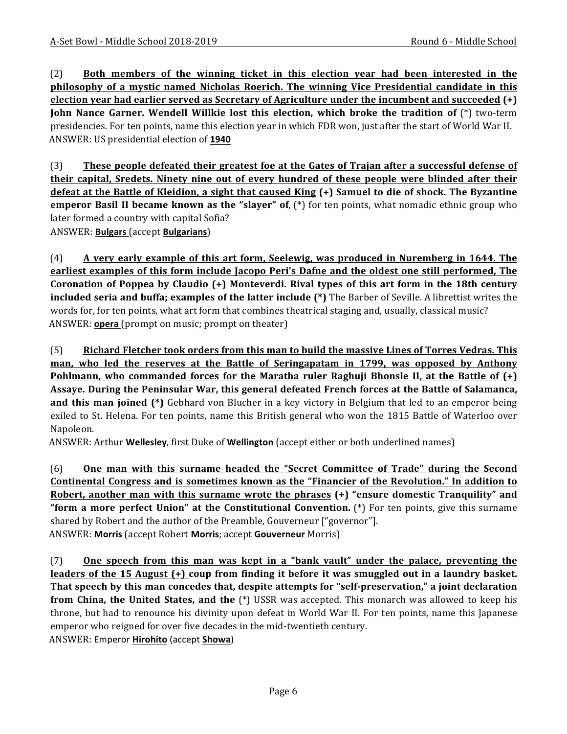(2) **Both members of the winning ticket in this election year had been interested in the philosophy of a mystic named Nicholas Roerich. The winning Vice Presidential candidate in this election year had earlier served as Secretary of Agriculture under the incumbent and succeeded (+) John Nance Garner. Wendell Willkie lost this election, which broke the tradition of** (*) two-term presidencies. For ten points, name this election year in which FDR won, just after the start of World War II.
ANSWER: US presidential election of **1940**

(3) **These people defeated their greatest foe at the Gates of Trajan after a successful defense of their capital, Sredets. Ninety nine out of every hundred of these people were blinded after their defeat at the Battle of Kleidion, a sight that caused King (+) Samuel to die of shock. The Byzantine emperor Basil II became known as the "slayer" of**, (*) for ten points, what nomadic ethnic group who later formed a country with capital Sofia?
ANSWER: **Bulgars** (accept **Bulgarians**)

(4) **A very early example of this art form, Seelewig, was produced in Nuremberg in 1644. The earliest examples of this form include Jacopo Peri's Dafne and the oldest one still performed, The Coronation of Poppea by Claudio (+) Monteverdi. Rival types of this art form in the 18th century included seria and buffa; examples of the latter include (*)** The Barber of Seville. A librettist writes the words for, for ten points, what art form that combines theatrical staging and, usually, classical music?
ANSWER: **opera** (prompt on music; prompt on theater)

(5) **Richard Fletcher took orders from this man to build the massive Lines of Torres Vedras. This man, who led the reserves at the Battle of Seringapatam in 1799, was opposed by Anthony Pohlmann, who commanded forces for the Maratha ruler Raghuji Bhonsle II, at the Battle of (+) Assaye. During the Peninsular War, this general defeated French forces at the Battle of Salamanca, and this man joined (*)** Gebhard von Blucher in a key victory in Belgium that led to an emperor being exiled to St. Helena. For ten points, name this British general who won the 1815 Battle of Waterloo over Napoleon.
ANSWER: Arthur **Wellesley**, first Duke of **Wellington** (accept either or both underlined names)

(6) **One man with this surname headed the "Secret Committee of Trade" during the Second Continental Congress and is sometimes known as the "Financier of the Revolution." In addition to Robert, another man with this surname wrote the phrases (+) "ensure domestic Tranquility" and "form a more perfect Union" at the Constitutional Convention.** (*) For ten points, give this surname shared by Robert and the author of the Preamble, Gouverneur ["governor"].
ANSWER: **Morris** (accept Robert **Morris**; accept **Gouverneur** Morris)

(7) **One speech from this man was kept in a "bank vault" under the palace, preventing the leaders of the 15 August (+) coup from finding it before it was smuggled out in a laundry basket. That speech by this man concedes that, despite attempts for "self-preservation," a joint declaration from China, the United States, and the** (*) USSR was accepted. This monarch was allowed to keep his throne, but had to renounce his divinity upon defeat in World War II. For ten points, name this Japanese emperor who reigned for over five decades in the mid-twentieth century.
ANSWER: Emperor **Hirohito** (accept **Showa**)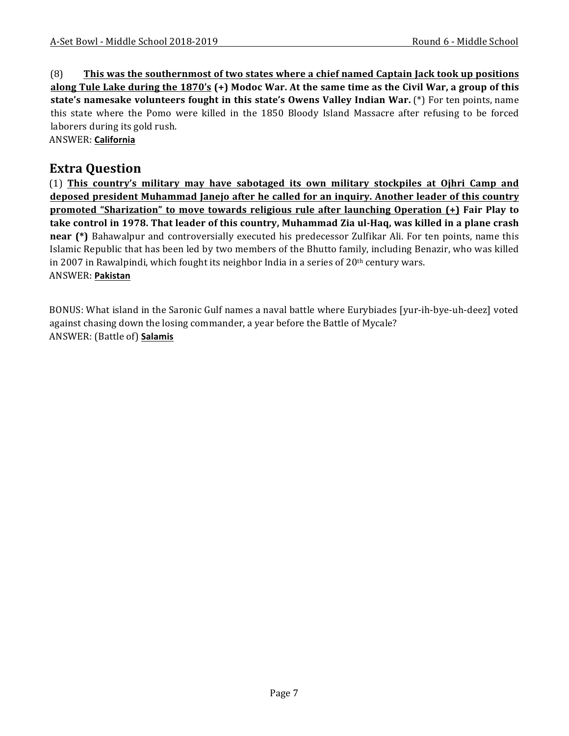(8) **<u>This was the southernmost of two states where a chief named Captain Jack took up positions along Tule Lake during the 1870's</u> (+) Modoc War. At the same time as the Civil War, a group of this state's namesake volunteers fought in this state's Owens Valley Indian War.** (*) For ten points, name this state where the Pomo were killed in the 1850 Bloody Island Massacre after refusing to be forced laborers during its gold rush.
ANSWER: **<u>California</u>**

## Extra Question

(1) **<u>This country's military may have sabotaged its own military stockpiles at Ojhri Camp and deposed president Muhammad Janejo after he called for an inquiry. Another leader of this country promoted "Sharization" to move towards religious rule after launching Operation (+)</u> Fair Play to take control in 1978. That leader of this country, Muhammad Zia ul-Haq, was killed in a plane crash near (*)** Bahawalpur and controversially executed his predecessor Zulfikar Ali. For ten points, name this Islamic Republic that has been led by two members of the Bhutto family, including Benazir, who was killed in 2007 in Rawalpindi, which fought its neighbor India in a series of 20th century wars.
ANSWER: **<u>Pakistan</u>**

BONUS: What island in the Saronic Gulf names a naval battle where Eurybiades [yur-ih-bye-uh-deez] voted against chasing down the losing commander, a year before the Battle of Mycale?
ANSWER: (Battle of) **<u>Salamis</u>**